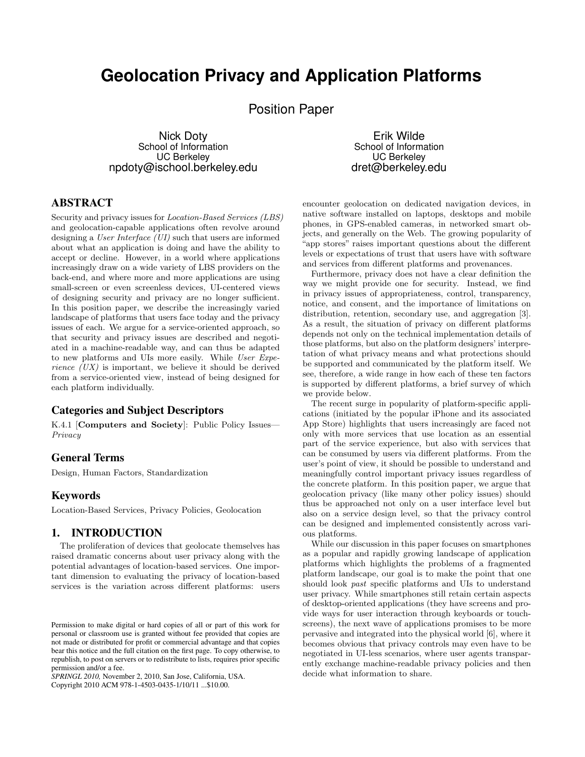# Geolocation Privacy and Application Platforms

## Position Paper

Nick Doty
School of Information
UC Berkeley
npdoty@ischool.berkeley.edu

Erik Wilde
School of Information
UC Berkeley
dret@berkeley.edu

## ABSTRACT

Security and privacy issues for *Location-Based Services (LBS)* and geolocation-capable applications often revolve around designing a *User Interface (UI)* such that users are informed about what an application is doing and have the ability to accept or decline. However, in a world where applications increasingly draw on a wide variety of LBS providers on the back-end, and where more and more applications are using small-screen or even screenless devices, UI-centered views of designing security and privacy are no longer sufficient. In this position paper, we describe the increasingly varied landscape of platforms that users face today and the privacy issues of each. We argue for a service-oriented approach, so that security and privacy issues are described and negotiated in a machine-readable way, and can thus be adapted to new platforms and UIs more easily. While *User Experience (UX)* is important, we believe it should be derived from a service-oriented view, instead of being designed for each platform individually.

### Categories and Subject Descriptors

K.4.1 [**Computers and Society**]: Public Policy Issues—*Privacy*

### General Terms

Design, Human Factors, Standardization

### Keywords

Location-Based Services, Privacy Policies, Geolocation

## 1. INTRODUCTION

The proliferation of devices that geolocate themselves has raised dramatic concerns about user privacy along with the potential advantages of location-based services. One important dimension to evaluating the privacy of location-based services is the variation across different platforms: users encounter geolocation on dedicated navigation devices, in native software installed on laptops, desktops and mobile phones, in GPS-enabled cameras, in networked smart objects, and generally on the Web. The growing popularity of "app stores" raises important questions about the different levels or expectations of trust that users have with software and services from different platforms and provenances.

Furthermore, privacy does not have a clear definition the way we might provide one for security. Instead, we find in privacy issues of appropriateness, control, transparency, notice, and consent, and the importance of limitations on distribution, retention, secondary use, and aggregation [3]. As a result, the situation of privacy on different platforms depends not only on the technical implementation details of those platforms, but also on the platform designers' interpretation of what privacy means and what protections should be supported and communicated by the platform itself. We see, therefore, a wide range in how each of these ten factors is supported by different platforms, a brief survey of which we provide below.

The recent surge in popularity of platform-specific applications (initiated by the popular iPhone and its associated App Store) highlights that users increasingly are faced not only with more services that use location as an essential part of the service experience, but also with services that can be consumed by users via different platforms. From the user's point of view, it should be possible to understand and meaningfully control important privacy issues regardless of the concrete platform. In this position paper, we argue that geolocation privacy (like many other policy issues) should thus be approached not only on a user interface level but also on a service design level, so that the privacy control can be designed and implemented consistently across various platforms.

While our discussion in this paper focuses on smartphones as a popular and rapidly growing landscape of application platforms which highlights the problems of a fragmented platform landscape, our goal is to make the point that one should look *past* specific platforms and UIs to understand user privacy. While smartphones still retain certain aspects of desktop-oriented applications (they have screens and provide ways for user interaction through keyboards or touchscreens), the next wave of applications promises to be more pervasive and integrated into the physical world [6], where it becomes obvious that privacy controls may even have to be negotiated in UI-less scenarios, where user agents transparently exchange machine-readable privacy policies and then decide what information to share.

Permission to make digital or hard copies of all or part of this work for personal or classroom use is granted without fee provided that copies are not made or distributed for profit or commercial advantage and that copies bear this notice and the full citation on the first page. To copy otherwise, to republish, to post on servers or to redistribute to lists, requires prior specific permission and/or a fee.
*SPRINGL 2010,* November 2, 2010, San Jose, California, USA.
Copyright 2010 ACM 978-1-4503-0435-1/10/11 ...$10.00.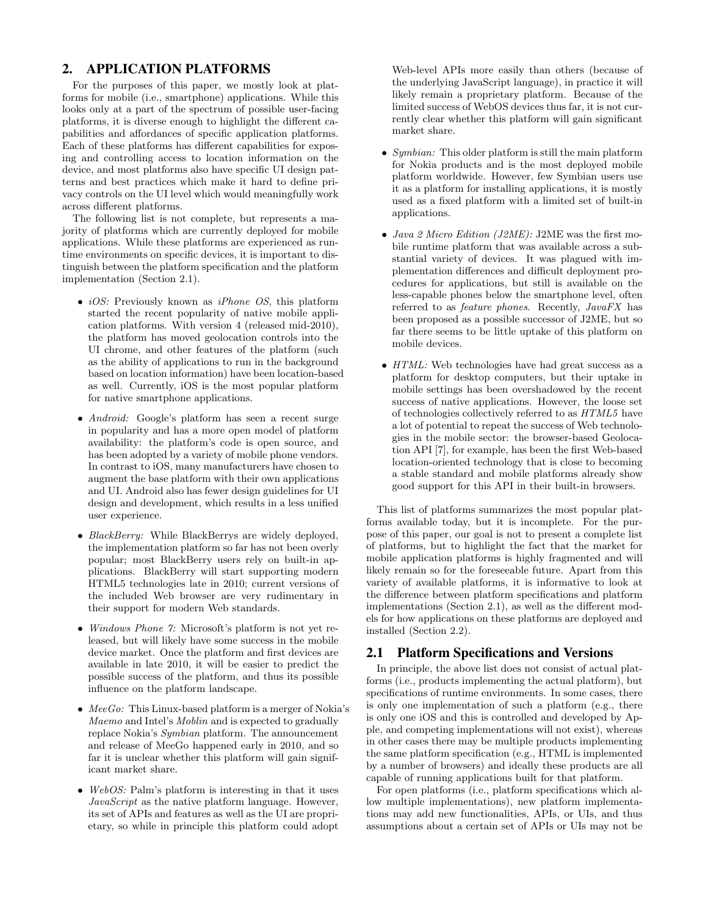## 2. APPLICATION PLATFORMS

For the purposes of this paper, we mostly look at platforms for mobile (i.e., smartphone) applications. While this looks only at a part of the spectrum of possible user-facing platforms, it is diverse enough to highlight the different capabilities and affordances of specific application platforms. Each of these platforms has different capabilities for exposing and controlling access to location information on the device, and most platforms also have specific UI design patterns and best practices which make it hard to define privacy controls on the UI level which would meaningfully work across different platforms.

The following list is not complete, but represents a majority of platforms which are currently deployed for mobile applications. While these platforms are experienced as runtime environments on specific devices, it is important to distinguish between the platform specification and the platform implementation (Section 2.1).

- *iOS:* Previously known as *iPhone OS*, this platform started the recent popularity of native mobile application platforms. With version 4 (released mid-2010), the platform has moved geolocation controls into the UI chrome, and other features of the platform (such as the ability of applications to run in the background based on location information) have been location-based as well. Currently, iOS is the most popular platform for native smartphone applications.
- *Android:* Google's platform has seen a recent surge in popularity and has a more open model of platform availability: the platform's code is open source, and has been adopted by a variety of mobile phone vendors. In contrast to iOS, many manufacturers have chosen to augment the base platform with their own applications and UI. Android also has fewer design guidelines for UI design and development, which results in a less unified user experience.
- *BlackBerry:* While BlackBerrys are widely deployed, the implementation platform so far has not been overly popular; most BlackBerry users rely on built-in applications. BlackBerry will start supporting modern HTML5 technologies late in 2010; current versions of the included Web browser are very rudimentary in their support for modern Web standards.
- *Windows Phone 7:* Microsoft's platform is not yet released, but will likely have some success in the mobile device market. Once the platform and first devices are available in late 2010, it will be easier to predict the possible success of the platform, and thus its possible influence on the platform landscape.
- *MeeGo:* This Linux-based platform is a merger of Nokia's *Maemo* and Intel's *Moblin* and is expected to gradually replace Nokia's *Symbian* platform. The announcement and release of MeeGo happened early in 2010, and so far it is unclear whether this platform will gain significant market share.
- *WebOS:* Palm's platform is interesting in that it uses *JavaScript* as the native platform language. However, its set of APIs and features as well as the UI are proprietary, so while in principle this platform could adopt Web-level APIs more easily than others (because of the underlying JavaScript language), in practice it will likely remain a proprietary platform. Because of the limited success of WebOS devices thus far, it is not currently clear whether this platform will gain significant market share.
- *Symbian:* This older platform is still the main platform for Nokia products and is the most deployed mobile platform worldwide. However, few Symbian users use it as a platform for installing applications, it is mostly used as a fixed platform with a limited set of built-in applications.
- *Java 2 Micro Edition (J2ME):* J2ME was the first mobile runtime platform that was available across a substantial variety of devices. It was plagued with implementation differences and difficult deployment procedures for applications, but still is available on the less-capable phones below the smartphone level, often referred to as *feature phones*. Recently, *JavaFX* has been proposed as a possible successor of J2ME, but so far there seems to be little uptake of this platform on mobile devices.
- *HTML:* Web technologies have had great success as a platform for desktop computers, but their uptake in mobile settings has been overshadowed by the recent success of native applications. However, the loose set of technologies collectively referred to as *HTML5* have a lot of potential to repeat the success of Web technologies in the mobile sector: the browser-based Geolocation API [7], for example, has been the first Web-based location-oriented technology that is close to becoming a stable standard and mobile platforms already show good support for this API in their built-in browsers.

This list of platforms summarizes the most popular platforms available today, but it is incomplete. For the purpose of this paper, our goal is not to present a complete list of platforms, but to highlight the fact that the market for mobile application platforms is highly fragmented and will likely remain so for the foreseeable future. Apart from this variety of available platforms, it is informative to look at the difference between platform specifications and platform implementations (Section 2.1), as well as the different models for how applications on these platforms are deployed and installed (Section 2.2).

### 2.1 Platform Specifications and Versions

In principle, the above list does not consist of actual platforms (i.e., products implementing the actual platform), but specifications of runtime environments. In some cases, there is only one implementation of such a platform (e.g., there is only one iOS and this is controlled and developed by Apple, and competing implementations will not exist), whereas in other cases there may be multiple products implementing the same platform specification (e.g., HTML is implemented by a number of browsers) and ideally these products are all capable of running applications built for that platform.

For open platforms (i.e., platform specifications which allow multiple implementations), new platform implementations may add new functionalities, APIs, or UIs, and thus assumptions about a certain set of APIs or UIs may not be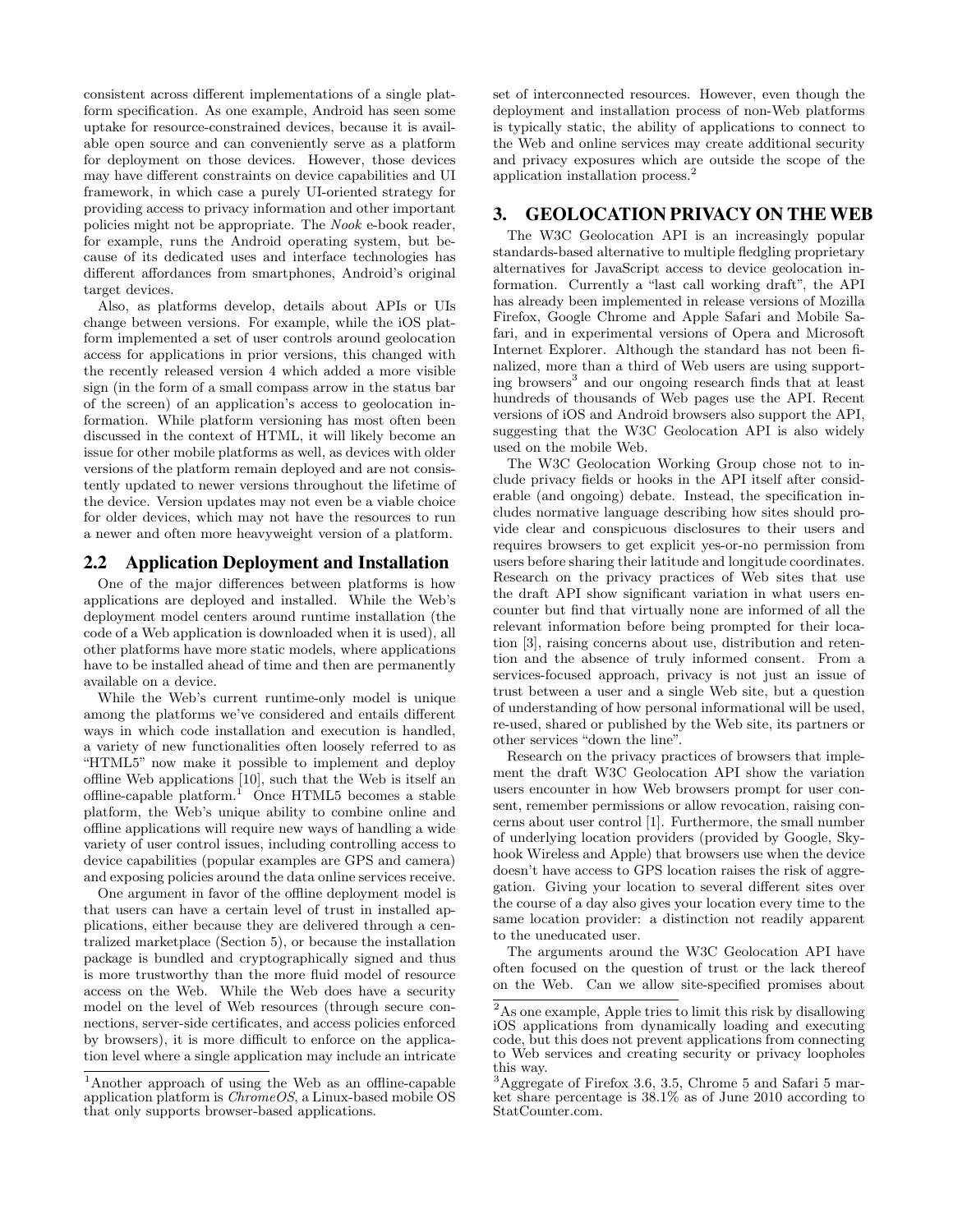consistent across different implementations of a single platform specification. As one example, Android has seen some uptake for resource-constrained devices, because it is available open source and can conveniently serve as a platform for deployment on those devices. However, those devices may have different constraints on device capabilities and UI framework, in which case a purely UI-oriented strategy for providing access to privacy information and other important policies might not be appropriate. The *Nook* e-book reader, for example, runs the Android operating system, but because of its dedicated uses and interface technologies has different affordances from smartphones, Android's original target devices.

Also, as platforms develop, details about APIs or UIs change between versions. For example, while the iOS platform implemented a set of user controls around geolocation access for applications in prior versions, this changed with the recently released version 4 which added a more visible sign (in the form of a small compass arrow in the status bar of the screen) of an application's access to geolocation information. While platform versioning has most often been discussed in the context of HTML, it will likely become an issue for other mobile platforms as well, as devices with older versions of the platform remain deployed and are not consistently updated to newer versions throughout the lifetime of the device. Version updates may not even be a viable choice for older devices, which may not have the resources to run a newer and often more heavyweight version of a platform.

## 2.2 Application Deployment and Installation

One of the major differences between platforms is how applications are deployed and installed. While the Web's deployment model centers around runtime installation (the code of a Web application is downloaded when it is used), all other platforms have more static models, where applications have to be installed ahead of time and then are permanently available on a device.

While the Web's current runtime-only model is unique among the platforms we've considered and entails different ways in which code installation and execution is handled, a variety of new functionalities often loosely referred to as "HTML5" now make it possible to implement and deploy offline Web applications [10], such that the Web is itself an offline-capable platform.[1] Once HTML5 becomes a stable platform, the Web's unique ability to combine online and offline applications will require new ways of handling a wide variety of user control issues, including controlling access to device capabilities (popular examples are GPS and camera) and exposing policies around the data online services receive.

One argument in favor of the offline deployment model is that users can have a certain level of trust in installed applications, either because they are delivered through a centralized marketplace (Section 5), or because the installation package is bundled and cryptographically signed and thus is more trustworthy than the more fluid model of resource access on the Web. While the Web does have a security model on the level of Web resources (through secure connections, server-side certificates, and access policies enforced by browsers), it is more difficult to enforce on the application level where a single application may include an intricate set of interconnected resources. However, even though the deployment and installation process of non-Web platforms is typically static, the ability of applications to connect to the Web and online services may create additional security and privacy exposures which are outside the scope of the application installation process.[2]

[1] Another approach of using the Web as an offline-capable application platform is *ChromeOS*, a Linux-based mobile OS that only supports browser-based applications.

## 3. GEOLOCATION PRIVACY ON THE WEB

The W3C Geolocation API is an increasingly popular standards-based alternative to multiple fledgling proprietary alternatives for JavaScript access to device geolocation information. Currently a "last call working draft", the API has already been implemented in release versions of Mozilla Firefox, Google Chrome and Apple Safari and Mobile Safari, and in experimental versions of Opera and Microsoft Internet Explorer. Although the standard has not been finalized, more than a third of Web users are using supporting browsers[3] and our ongoing research finds that at least hundreds of thousands of Web pages use the API. Recent versions of iOS and Android browsers also support the API, suggesting that the W3C Geolocation API is also widely used on the mobile Web.

The W3C Geolocation Working Group chose not to include privacy fields or hooks in the API itself after considerable (and ongoing) debate. Instead, the specification includes normative language describing how sites should provide clear and conspicuous disclosures to their users and requires browsers to get explicit yes-or-no permission from users before sharing their latitude and longitude coordinates. Research on the privacy practices of Web sites that use the draft API show significant variation in what users encounter but find that virtually none are informed of all the relevant information before being prompted for their location [3], raising concerns about use, distribution and retention and the absence of truly informed consent. From a services-focused approach, privacy is not just an issue of trust between a user and a single Web site, but a question of understanding of how personal informational will be used, re-used, shared or published by the Web site, its partners or other services "down the line".

Research on the privacy practices of browsers that implement the draft W3C Geolocation API show the variation users encounter in how Web browsers prompt for user consent, remember permissions or allow revocation, raising concerns about user control [1]. Furthermore, the small number of underlying location providers (provided by Google, Skyhook Wireless and Apple) that browsers use when the device doesn't have access to GPS location raises the risk of aggregation. Giving your location to several different sites over the course of a day also gives your location every time to the same location provider: a distinction not readily apparent to the uneducated user.

The arguments around the W3C Geolocation API have often focused on the question of trust or the lack thereof on the Web. Can we allow site-specified promises about

[2] As one example, Apple tries to limit this risk by disallowing iOS applications from dynamically loading and executing code, but this does not prevent applications from connecting to Web services and creating security or privacy loopholes this way.

[3] Aggregate of Firefox 3.6, 3.5, Chrome 5 and Safari 5 market share percentage is 38.1% as of June 2010 according to StatCounter.com.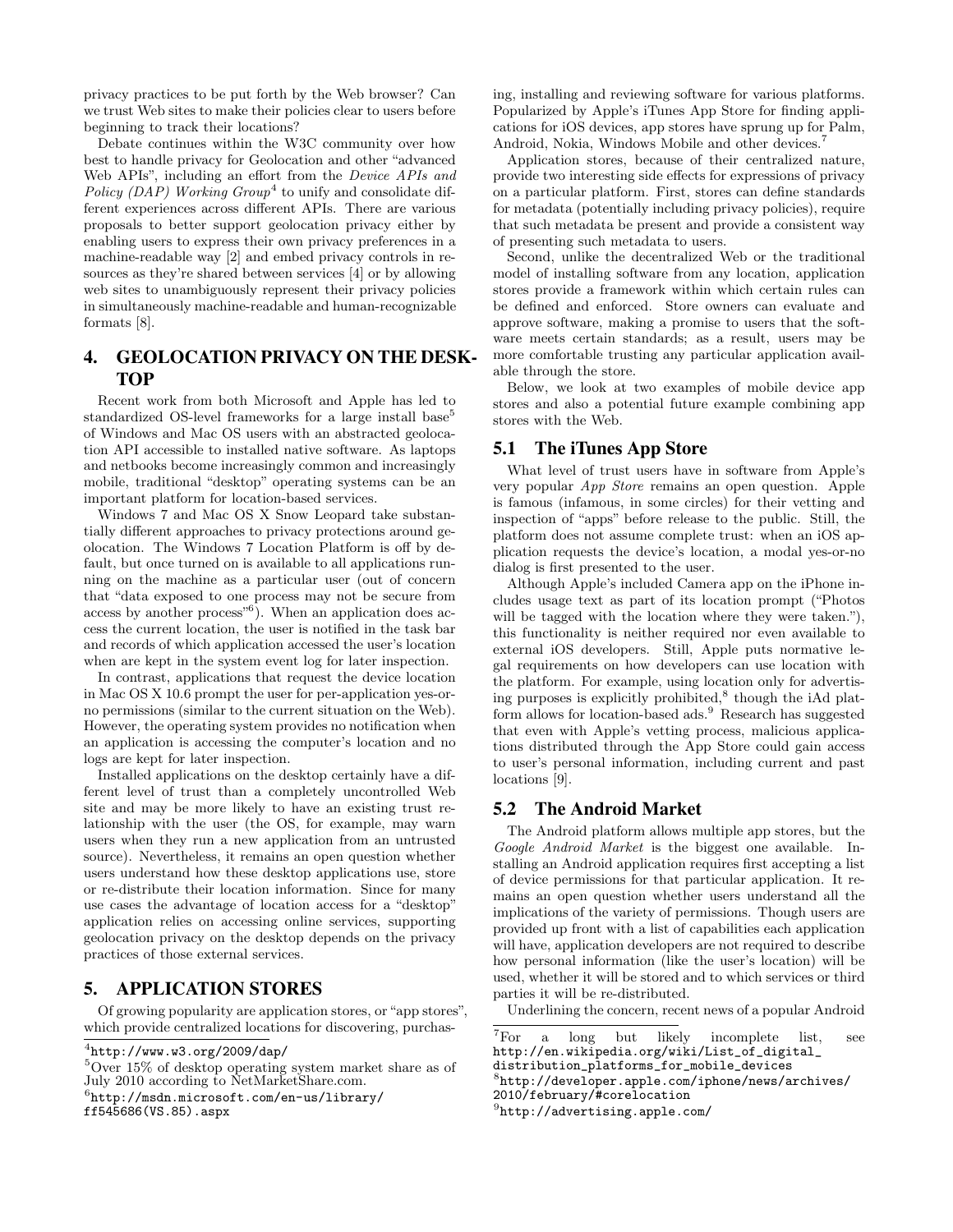privacy practices to be put forth by the Web browser? Can we trust Web sites to make their policies clear to users before beginning to track their locations?

Debate continues within the W3C community over how best to handle privacy for Geolocation and other "advanced Web APIs", including an effort from the *Device APIs and Policy (DAP) Working Group*[4] to unify and consolidate different experiences across different APIs. There are various proposals to better support geolocation privacy either by enabling users to express their own privacy preferences in a machine-readable way [2] and embed privacy controls in resources as they're shared between services [4] or by allowing web sites to unambiguously represent their privacy policies in simultaneously machine-readable and human-recognizable formats [8].

## 4. GEOLOCATION PRIVACY ON THE DESKTOP

Recent work from both Microsoft and Apple has led to standardized OS-level frameworks for a large install base[5] of Windows and Mac OS users with an abstracted geolocation API accessible to installed native software. As laptops and netbooks become increasingly common and increasingly mobile, traditional "desktop" operating systems can be an important platform for location-based services.

Windows 7 and Mac OS X Snow Leopard take substantially different approaches to privacy protections around geolocation. The Windows 7 Location Platform is off by default, but once turned on is available to all applications running on the machine as a particular user (out of concern that "data exposed to one process may not be secure from access by another process"[6]). When an application does access the current location, the user is notified in the task bar and records of which application accessed the user's location when are kept in the system event log for later inspection.

In contrast, applications that request the device location in Mac OS X 10.6 prompt the user for per-application yes-or-no permissions (similar to the current situation on the Web). However, the operating system provides no notification when an application is accessing the computer's location and no logs are kept for later inspection.

Installed applications on the desktop certainly have a different level of trust than a completely uncontrolled Web site and may be more likely to have an existing trust relationship with the user (the OS, for example, may warn users when they run a new application from an untrusted source). Nevertheless, it remains an open question whether users understand how these desktop applications use, store or re-distribute their location information. Since for many use cases the advantage of location access for a "desktop" application relies on accessing online services, supporting geolocation privacy on the desktop depends on the privacy practices of those external services.

## 5. APPLICATION STORES

Of growing popularity are application stores, or "app stores", which provide centralized locations for discovering, purchasing, installing and reviewing software for various platforms. Popularized by Apple's iTunes App Store for finding applications for iOS devices, app stores have sprung up for Palm, Android, Nokia, Windows Mobile and other devices.[7]

Application stores, because of their centralized nature, provide two interesting side effects for expressions of privacy on a particular platform. First, stores can define standards for metadata (potentially including privacy policies), require that such metadata be present and provide a consistent way of presenting such metadata to users.

Second, unlike the decentralized Web or the traditional model of installing software from any location, application stores provide a framework within which certain rules can be defined and enforced. Store owners can evaluate and approve software, making a promise to users that the software meets certain standards; as a result, users may be more comfortable trusting any particular application available through the store.

Below, we look at two examples of mobile device app stores and also a potential future example combining app stores with the Web.

### 5.1 The iTunes App Store

What level of trust users have in software from Apple's very popular *App Store* remains an open question. Apple is famous (infamous, in some circles) for their vetting and inspection of "apps" before release to the public. Still, the platform does not assume complete trust: when an iOS application requests the device's location, a modal yes-or-no dialog is first presented to the user.

Although Apple's included Camera app on the iPhone includes usage text as part of its location prompt ("Photos will be tagged with the location where they were taken."), this functionality is neither required nor even available to external iOS developers. Still, Apple puts normative legal requirements on how developers can use location with the platform. For example, using location only for advertising purposes is explicitly prohibited,[8] though the iAd platform allows for location-based ads.[9] Research has suggested that even with Apple's vetting process, malicious applications distributed through the App Store could gain access to user's personal information, including current and past locations [9].

### 5.2 The Android Market

The Android platform allows multiple app stores, but the *Google Android Market* is the biggest one available. Installing an Android application requires first accepting a list of device permissions for that particular application. It remains an open question whether users understand all the implications of the variety of permissions. Though users are provided up front with a list of capabilities each application will have, application developers are not required to describe how personal information (like the user's location) will be used, whether it will be stored and to which services or third parties it will be re-distributed.

Underlining the concern, recent news of a popular Android

---

[4] http://www.w3.org/2009/dap/

[5] Over 15% of desktop operating system market share as of July 2010 according to NetMarketShare.com.

[6] http://msdn.microsoft.com/en-us/library/ff545686(VS.85).aspx

[7] For a long but likely incomplete list, see http://en.wikipedia.org/wiki/List_of_digital_distribution_platforms_for_mobile_devices

[8] http://developer.apple.com/iphone/news/archives/2010/february/#corelocation

[9] http://advertising.apple.com/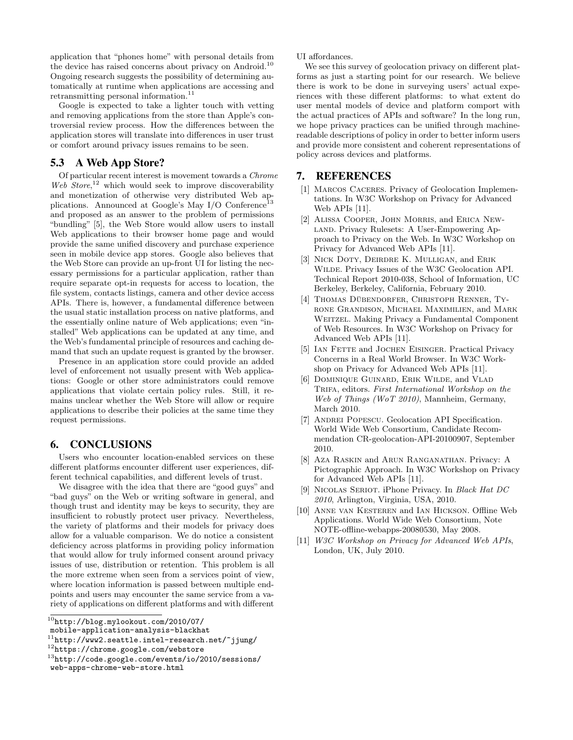application that "phones home" with personal details from the device has raised concerns about privacy on Android.[10] Ongoing research suggests the possibility of determining automatically at runtime when applications are accessing and retransmitting personal information.[11]

Google is expected to take a lighter touch with vetting and removing applications from the store than Apple's controversial review process. How the differences between the application stores will translate into differences in user trust or comfort around privacy issues remains to be seen.

### 5.3 A Web App Store?

Of particular recent interest is movement towards a *Chrome Web Store*,[12] which would seek to improve discoverability and monetization of otherwise very distributed Web applications. Announced at Google's May I/O Conference[13] and proposed as an answer to the problem of permissions "bundling" [5], the Web Store would allow users to install Web applications to their browser home page and would provide the same unified discovery and purchase experience seen in mobile device app stores. Google also believes that the Web Store can provide an up-front UI for listing the necessary permissions for a particular application, rather than require separate opt-in requests for access to location, the file system, contacts listings, camera and other device access APIs. There is, however, a fundamental difference between the usual static installation process on native platforms, and the essentially online nature of Web applications; even "installed" Web applications can be updated at any time, and the Web's fundamental principle of resources and caching demand that such an update request is granted by the browser.

Presence in an application store could provide an added level of enforcement not usually present with Web applications: Google or other store administrators could remove applications that violate certain policy rules. Still, it remains unclear whether the Web Store will allow or require applications to describe their policies at the same time they request permissions.

## 6. CONCLUSIONS

Users who encounter location-enabled services on these different platforms encounter different user experiences, different technical capabilities, and different levels of trust.

We disagree with the idea that there are "good guys" and "bad guys" on the Web or writing software in general, and though trust and identity may be keys to security, they are insufficient to robustly protect user privacy. Nevertheless, the variety of platforms and their models for privacy does allow for a valuable comparison. We do notice a consistent deficiency across platforms in providing policy information that would allow for truly informed consent around privacy issues of use, distribution or retention. This problem is all the more extreme when seen from a services point of view, where location information is passed between multiple endpoints and users may encounter the same service from a variety of applications on different platforms and with different UI affordances.

We see this survey of geolocation privacy on different platforms as just a starting point for our research. We believe there is work to be done in surveying users' actual experiences with these different platforms: to what extent do user mental models of device and platform comport with the actual practices of APIs and software? In the long run, we hope privacy practices can be unified through machine-readable descriptions of policy in order to better inform users and provide more consistent and coherent representations of policy across devices and platforms.

## 7. REFERENCES

[1] Marcos Caceres. Privacy of Geolocation Implementations. In W3C Workshop on Privacy for Advanced Web APIs [11].

[2] Alissa Cooper, John Morris, and Erica Newland. Privacy Rulesets: A User-Empowering Approach to Privacy on the Web. In W3C Workshop on Privacy for Advanced Web APIs [11].

[3] Nick Doty, Deirdre K. Mulligan, and Erik Wilde. Privacy Issues of the W3C Geolocation API. Technical Report 2010-038, School of Information, UC Berkeley, Berkeley, California, February 2010.

[4] Thomas Dübendorfer, Christoph Renner, Tyrone Grandison, Michael Maximilien, and Mark Weitzel. Making Privacy a Fundamental Component of Web Resources. In W3C Workshop on Privacy for Advanced Web APIs [11].

[5] Ian Fette and Jochen Eisinger. Practical Privacy Concerns in a Real World Browser. In W3C Workshop on Privacy for Advanced Web APIs [11].

[6] Dominique Guinard, Erik Wilde, and Vlad Trifa, editors. *First International Workshop on the Web of Things (WoT 2010)*, Mannheim, Germany, March 2010.

[7] Andrei Popescu. Geolocation API Specification. World Wide Web Consortium, Candidate Recommendation CR-geolocation-API-20100907, September 2010.

[8] Aza Raskin and Arun Ranganathan. Privacy: A Pictographic Approach. In W3C Workshop on Privacy for Advanced Web APIs [11].

[9] Nicolas Seriot. iPhone Privacy. In *Black Hat DC 2010*, Arlington, Virginia, USA, 2010.

[10] Anne van Kesteren and Ian Hickson. Offline Web Applications. World Wide Web Consortium, Note NOTE-offline-webapps-20080530, May 2008.

[11] *W3C Workshop on Privacy for Advanced Web APIs*, London, UK, July 2010.

[10] http://blog.mylookout.com/2010/07/mobile-application-analysis-blackhat

[11] http://www2.seattle.intel-research.net/~jjung/

[12] https://chrome.google.com/webstore

[13] http://code.google.com/events/io/2010/sessions/web-apps-chrome-web-store.html